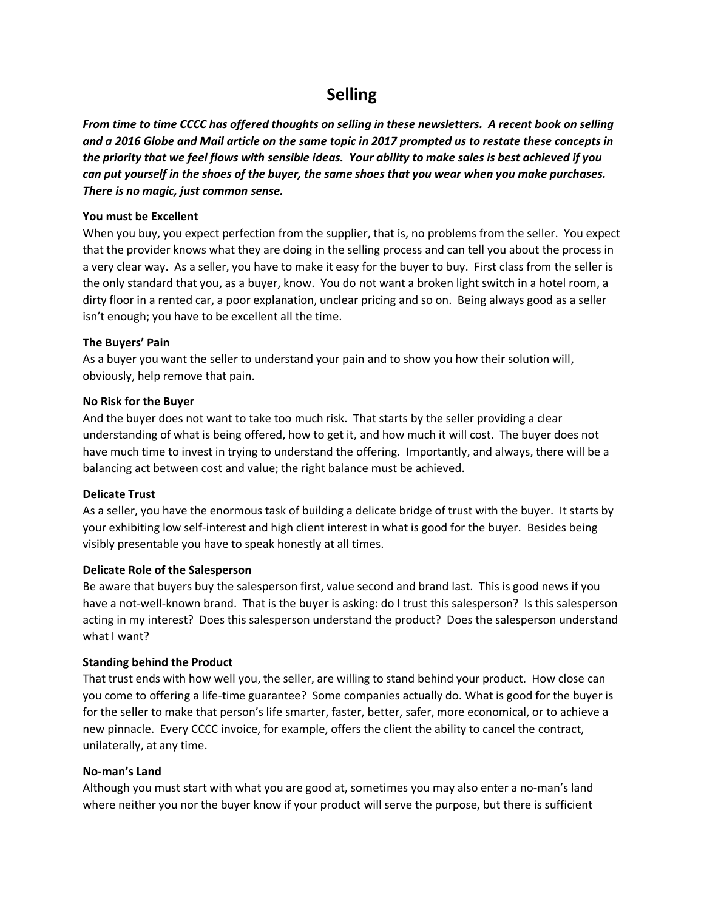# Selling

***From time to time CCCC has offered thoughts on selling in these newsletters. A recent book on selling and a 2016 Globe and Mail article on the same topic in 2017 prompted us to restate these concepts in the priority that we feel flows with sensible ideas. Your ability to make sales is best achieved if you can put yourself in the shoes of the buyer, the same shoes that you wear when you make purchases. There is no magic, just common sense.***

**You must be Excellent**

When you buy, you expect perfection from the supplier, that is, no problems from the seller. You expect that the provider knows what they are doing in the selling process and can tell you about the process in a very clear way. As a seller, you have to make it easy for the buyer to buy. First class from the seller is the only standard that you, as a buyer, know. You do not want a broken light switch in a hotel room, a dirty floor in a rented car, a poor explanation, unclear pricing and so on. Being always good as a seller isn't enough; you have to be excellent all the time.

**The Buyers' Pain**

As a buyer you want the seller to understand your pain and to show you how their solution will, obviously, help remove that pain.

**No Risk for the Buyer**

And the buyer does not want to take too much risk. That starts by the seller providing a clear understanding of what is being offered, how to get it, and how much it will cost. The buyer does not have much time to invest in trying to understand the offering. Importantly, and always, there will be a balancing act between cost and value; the right balance must be achieved.

**Delicate Trust**

As a seller, you have the enormous task of building a delicate bridge of trust with the buyer. It starts by your exhibiting low self-interest and high client interest in what is good for the buyer. Besides being visibly presentable you have to speak honestly at all times.

**Delicate Role of the Salesperson**

Be aware that buyers buy the salesperson first, value second and brand last. This is good news if you have a not-well-known brand. That is the buyer is asking: do I trust this salesperson? Is this salesperson acting in my interest? Does this salesperson understand the product? Does the salesperson understand what I want?

**Standing behind the Product**

That trust ends with how well you, the seller, are willing to stand behind your product. How close can you come to offering a life-time guarantee? Some companies actually do. What is good for the buyer is for the seller to make that person's life smarter, faster, better, safer, more economical, or to achieve a new pinnacle. Every CCCC invoice, for example, offers the client the ability to cancel the contract, unilaterally, at any time.

**No-man's Land**

Although you must start with what you are good at, sometimes you may also enter a no-man's land where neither you nor the buyer know if your product will serve the purpose, but there is sufficient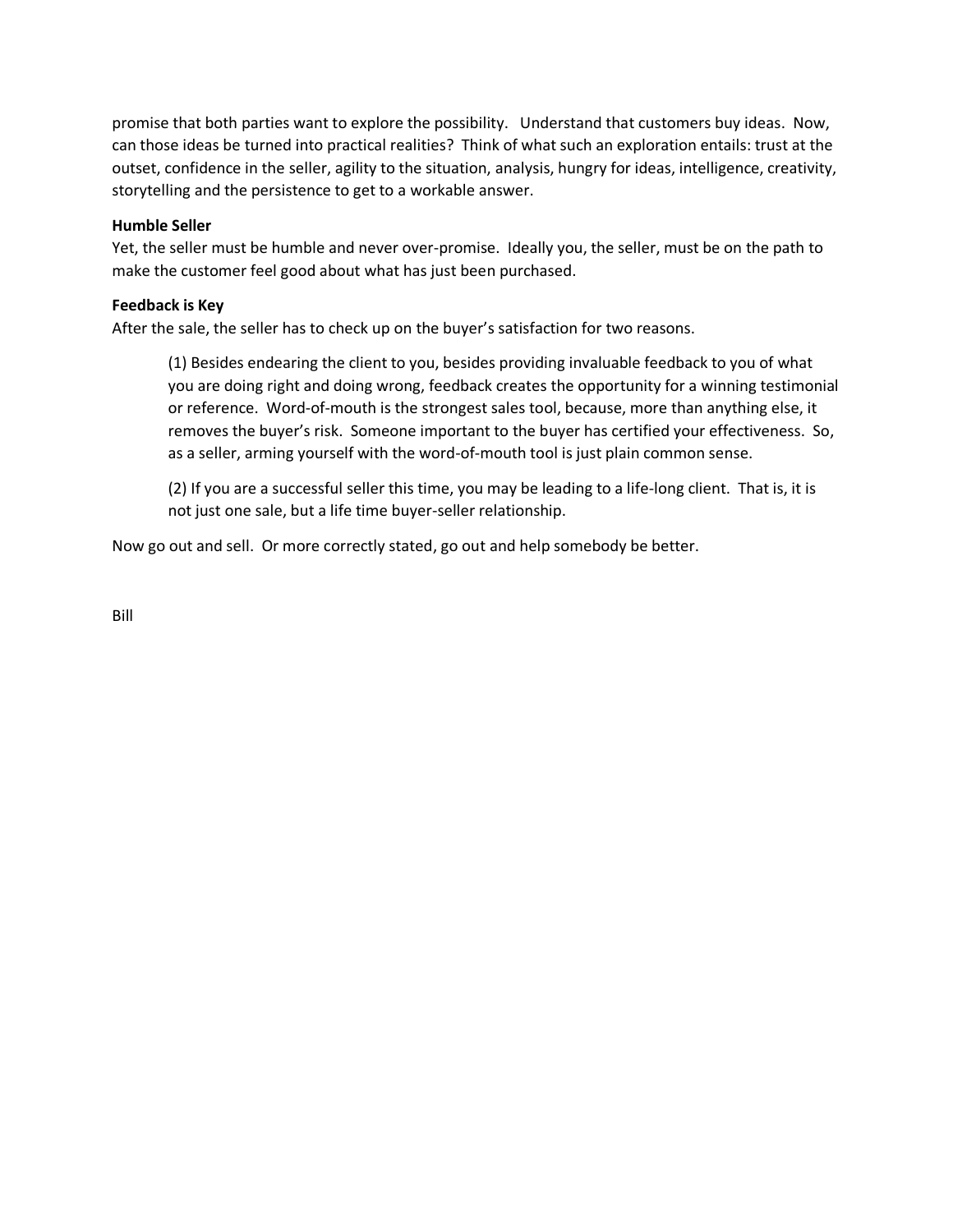promise that both parties want to explore the possibility. Understand that customers buy ideas. Now, can those ideas be turned into practical realities? Think of what such an exploration entails: trust at the outset, confidence in the seller, agility to the situation, analysis, hungry for ideas, intelligence, creativity, storytelling and the persistence to get to a workable answer.

**Humble Seller**
Yet, the seller must be humble and never over-promise. Ideally you, the seller, must be on the path to make the customer feel good about what has just been purchased.

**Feedback is Key**
After the sale, the seller has to check up on the buyer's satisfaction for two reasons.

> (1) Besides endearing the client to you, besides providing invaluable feedback to you of what you are doing right and doing wrong, feedback creates the opportunity for a winning testimonial or reference. Word-of-mouth is the strongest sales tool, because, more than anything else, it removes the buyer's risk. Someone important to the buyer has certified your effectiveness. So, as a seller, arming yourself with the word-of-mouth tool is just plain common sense.
>
> (2) If you are a successful seller this time, you may be leading to a life-long client. That is, it is not just one sale, but a life time buyer-seller relationship.

Now go out and sell. Or more correctly stated, go out and help somebody be better.

Bill